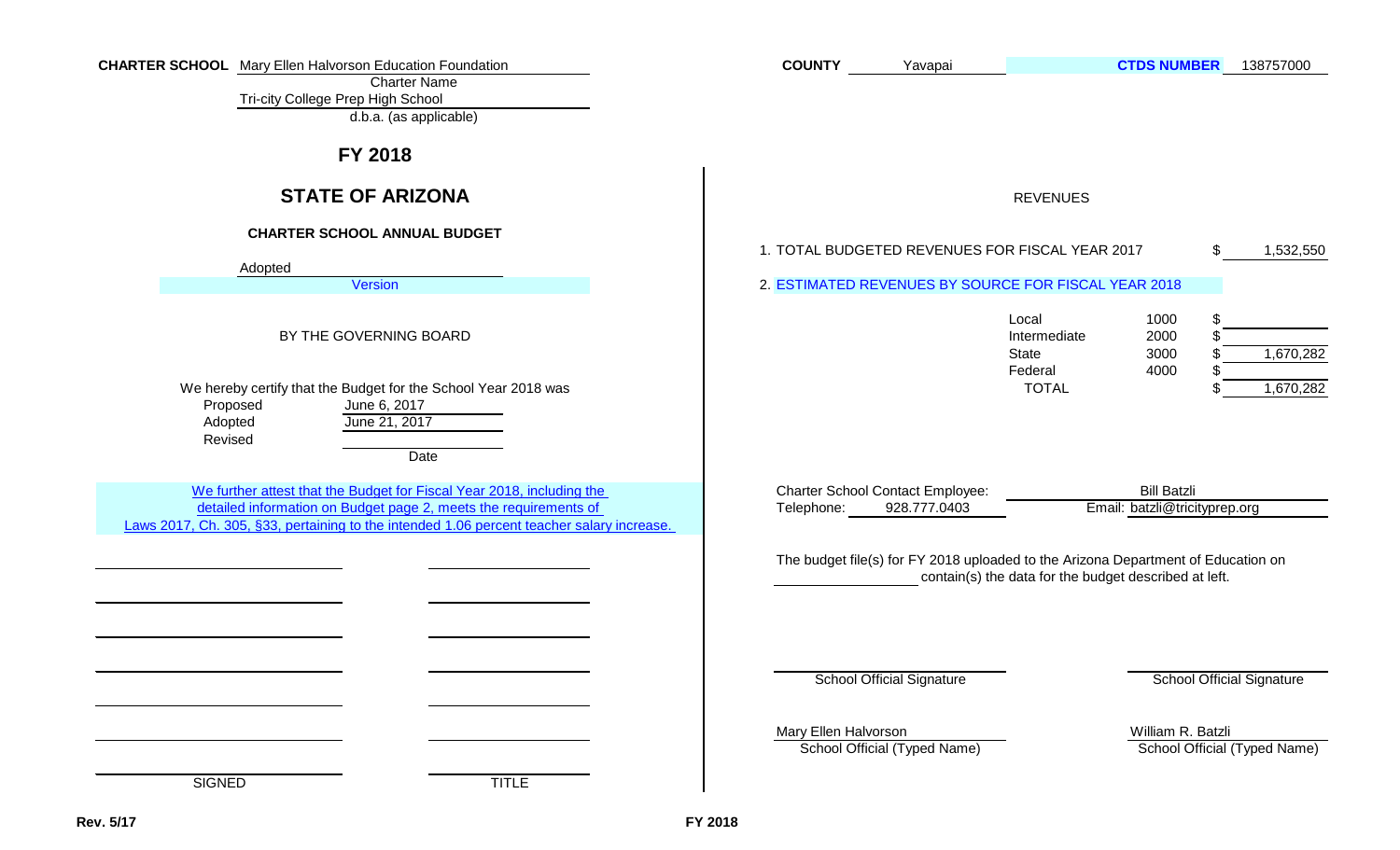**CHARTER SCHOOL** Mary Ellen Halvorson Education Foundation
Charter Name

Tri-city College Prep High School
d.b.a. (as applicable)

**COUNTY** Yavapai

**CTDS NUMBER** 138757000

## FY 2018

## STATE OF ARIZONA

### CHARTER SCHOOL ANNUAL BUDGET

Adopted
Version

BY THE GOVERNING BOARD

We hereby certify that the Budget for the School Year 2018 was

| | Date |
|---|---|
| Proposed | June 6, 2017 |
| Adopted | June 21, 2017 |
| Revised | |

We further attest that the Budget for Fiscal Year 2018, including the detailed information on Budget page 2, meets the requirements of Laws 2017, Ch. 305, §33, pertaining to the intended 1.06 percent teacher salary increase.

| SIGNED | TITLE |
|---|---|
| | |
| | |
| | |
| | |
| | |
| | |
| | |

REVENUES

1. TOTAL BUDGETED REVENUES FOR FISCAL YEAR 2017 $ 1,532,550

2. ESTIMATED REVENUES BY SOURCE FOR FISCAL YEAR 2018

| Source | Code | Amount |
|---|---|---|
| Local | 1000 | $ |
| Intermediate | 2000 | $ |
| State | 3000 | $ 1,670,282 |
| Federal | 4000 | $ |
| TOTAL | | $ 1,670,282 |

Charter School Contact Employee: Bill Batzli
Telephone: 928.777.0403 Email: batzli@tricityprep.org

The budget file(s) for FY 2018 uploaded to the Arizona Department of Education on ____________ contain(s) the data for the budget described at left.

| School Official Signature | School Official Signature |
|---|---|
| Mary Ellen Halvorson | William R. Batzli |
| School Official (Typed Name) | School Official (Typed Name) |

Rev. 5/17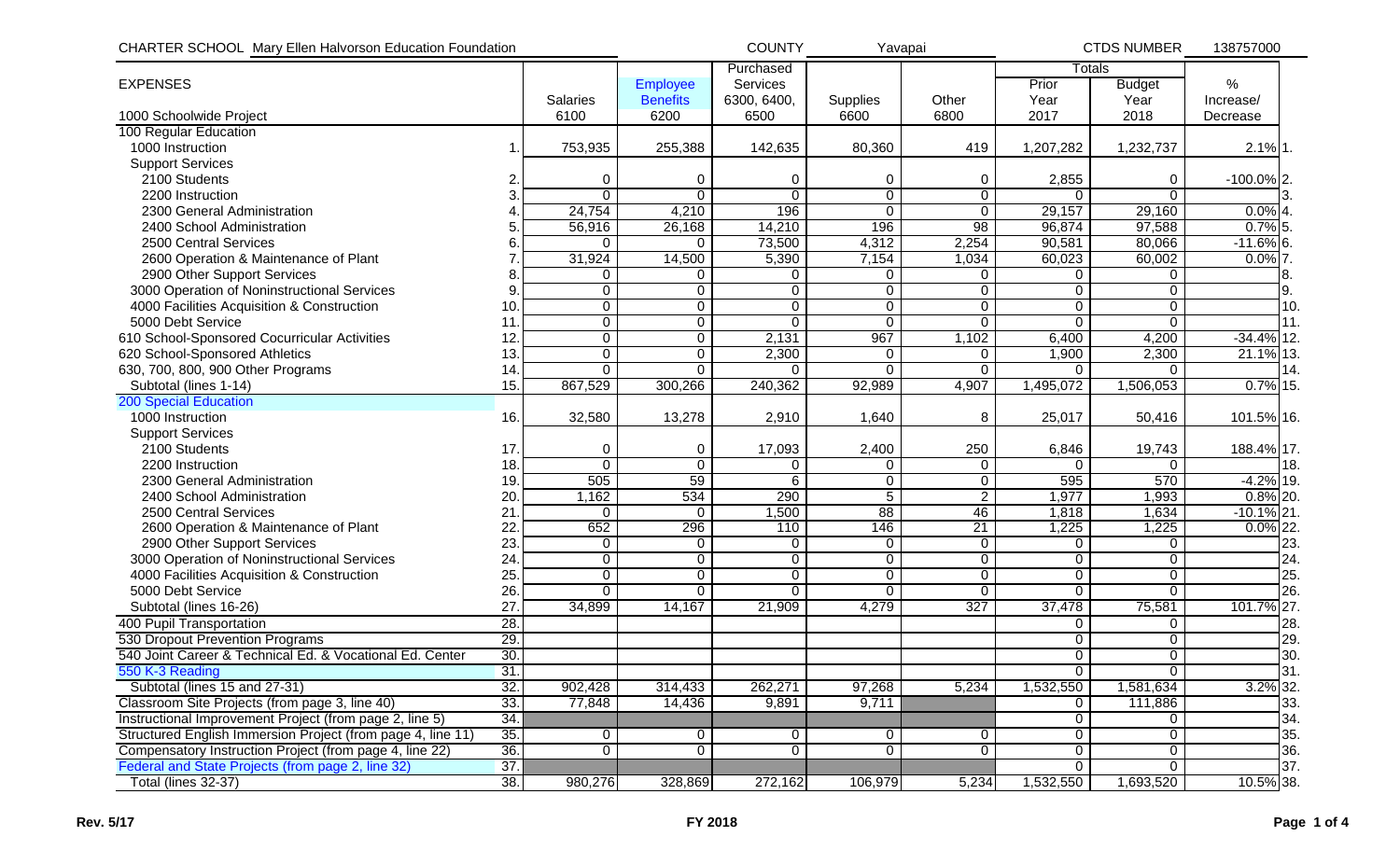CHARTER SCHOOL Mary Ellen Halvorson Education Foundation | COUNTY Yavapai | CTDS NUMBER 138757000

| EXPENSES | | Salaries | Employee Benefits | Purchased Services 6300, 6400, | Supplies | Other | Totals | | % |
|---|---|---|---|---|---|---|---|---|---|
| | | | | | | | Prior Year | Budget Year | Increase/ |
| 1000 Schoolwide Project | | 6100 | 6200 | 6500 | 6600 | 6800 | 2017 | 2018 | Decrease |
| 100 Regular Education | | | | | | | | | |
| 1000 Instruction | 1. | 753,935 | 255,388 | 142,635 | 80,360 | 419 | 1,207,282 | 1,232,737 | 2.1% |
| Support Services | | | | | | | | | |
| 2100 Students | 2. | 0 | 0 | 0 | 0 | 0 | 2,855 | 0 | -100.0% |
| 2200 Instruction | 3. | 0 | 0 | 0 | 0 | 0 | 0 | 0 | |
| 2300 General Administration | 4. | 24,754 | 4,210 | 196 | 0 | 0 | 29,157 | 29,160 | 0.0% |
| 2400 School Administration | 5. | 56,916 | 26,168 | 14,210 | 196 | 98 | 96,874 | 97,588 | 0.7% |
| 2500 Central Services | 6. | 0 | 0 | 73,500 | 4,312 | 2,254 | 90,581 | 80,066 | -11.6% |
| 2600 Operation & Maintenance of Plant | 7. | 31,924 | 14,500 | 5,390 | 7,154 | 1,034 | 60,023 | 60,002 | 0.0% |
| 2900 Other Support Services | 8. | 0 | 0 | 0 | 0 | 0 | 0 | 0 | |
| 3000 Operation of Noninstructional Services | 9. | 0 | 0 | 0 | 0 | 0 | 0 | 0 | |
| 4000 Facilities Acquisition & Construction | 10. | 0 | 0 | 0 | 0 | 0 | 0 | 0 | |
| 5000 Debt Service | 11. | 0 | 0 | 0 | 0 | 0 | 0 | 0 | |
| 610 School-Sponsored Cocurricular Activities | 12. | 0 | 0 | 2,131 | 967 | 1,102 | 6,400 | 4,200 | -34.4% |
| 620 School-Sponsored Athletics | 13. | 0 | 0 | 2,300 | 0 | 0 | 1,900 | 2,300 | 21.1% |
| 630, 700, 800, 900 Other Programs | 14. | 0 | 0 | 0 | 0 | 0 | 0 | 0 | |
| Subtotal (lines 1-14) | 15. | 867,529 | 300,266 | 240,362 | 92,989 | 4,907 | 1,495,072 | 1,506,053 | 0.7% |
| 200 Special Education | | | | | | | | | |
| 1000 Instruction | 16. | 32,580 | 13,278 | 2,910 | 1,640 | 8 | 25,017 | 50,416 | 101.5% |
| Support Services | | | | | | | | | |
| 2100 Students | 17. | 0 | 0 | 17,093 | 2,400 | 250 | 6,846 | 19,743 | 188.4% |
| 2200 Instruction | 18. | 0 | 0 | 0 | 0 | 0 | 0 | 0 | |
| 2300 General Administration | 19. | 505 | 59 | 6 | 0 | 0 | 595 | 570 | -4.2% |
| 2400 School Administration | 20. | 1,162 | 534 | 290 | 5 | 2 | 1,977 | 1,993 | 0.8% |
| 2500 Central Services | 21. | 0 | 0 | 1,500 | 88 | 46 | 1,818 | 1,634 | -10.1% |
| 2600 Operation & Maintenance of Plant | 22. | 652 | 296 | 110 | 146 | 21 | 1,225 | 1,225 | 0.0% |
| 2900 Other Support Services | 23. | 0 | 0 | 0 | 0 | 0 | 0 | 0 | |
| 3000 Operation of Noninstructional Services | 24. | 0 | 0 | 0 | 0 | 0 | 0 | 0 | |
| 4000 Facilities Acquisition & Construction | 25. | 0 | 0 | 0 | 0 | 0 | 0 | 0 | |
| 5000 Debt Service | 26. | 0 | 0 | 0 | 0 | 0 | 0 | 0 | |
| Subtotal (lines 16-26) | 27. | 34,899 | 14,167 | 21,909 | 4,279 | 327 | 37,478 | 75,581 | 101.7% |
| 400 Pupil Transportation | 28. | | | | | | 0 | 0 | |
| 530 Dropout Prevention Programs | 29. | | | | | | 0 | 0 | |
| 540 Joint Career & Technical Ed. & Vocational Ed. Center | 30. | | | | | | 0 | 0 | |
| 550 K-3 Reading | 31. | | | | | | 0 | 0 | |
| Subtotal (lines 15 and 27-31) | 32. | 902,428 | 314,433 | 262,271 | 97,268 | 5,234 | 1,532,550 | 1,581,634 | 3.2% |
| Classroom Site Projects (from page 3, line 40) | 33. | 77,848 | 14,436 | 9,891 | 9,711 | | 0 | 111,886 | |
| Instructional Improvement Project (from page 2, line 5) | 34. | | | | | | 0 | 0 | |
| Structured English Immersion Project (from page 4, line 11) | 35. | 0 | 0 | 0 | 0 | 0 | 0 | 0 | |
| Compensatory Instruction Project (from page 4, line 22) | 36. | 0 | 0 | 0 | 0 | 0 | 0 | 0 | |
| Federal and State Projects (from page 2, line 32) | 37. | | | | | | 0 | 0 | |
| Total (lines 32-37) | 38. | 980,276 | 328,869 | 272,162 | 106,979 | 5,234 | 1,532,550 | 1,693,520 | 10.5% |

Rev. 5/17 | FY 2018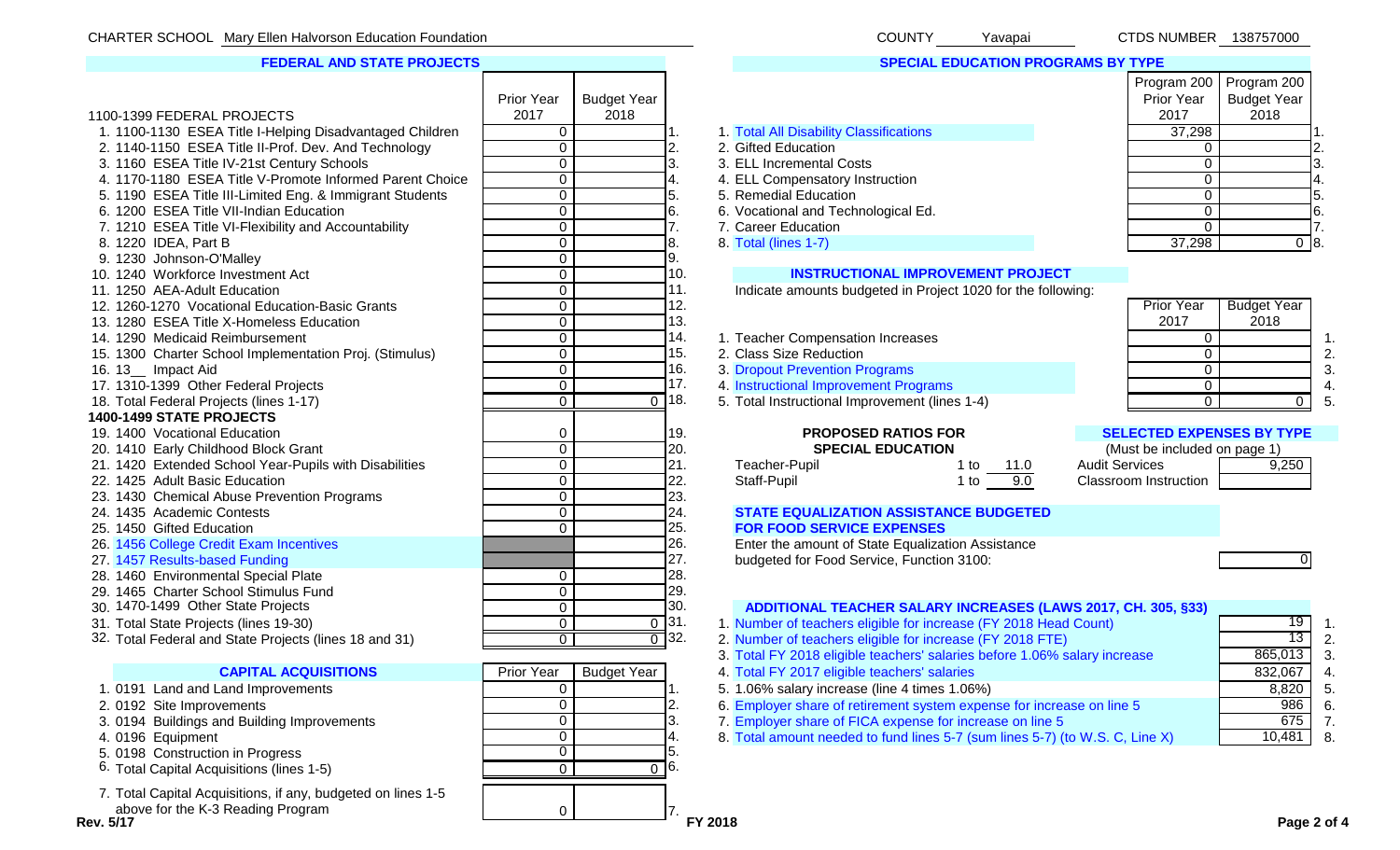CHARTER SCHOOL Mary Ellen Halvorson Education Foundation COUNTY Yavapai CTDS NUMBER 138757000

## FEDERAL AND STATE PROJECTS

| 1100-1399 FEDERAL PROJECTS | Prior Year 2017 | Budget Year 2018 | |
|---|---|---|---|
| 1. 1100-1130 ESEA Title I-Helping Disadvantaged Children | 0 | | 1. |
| 2. 1140-1150 ESEA Title II-Prof. Dev. And Technology | 0 | | 2. |
| 3. 1160 ESEA Title IV-21st Century Schools | 0 | | 3. |
| 4. 1170-1180 ESEA Title V-Promote Informed Parent Choice | 0 | | 4. |
| 5. 1190 ESEA Title III-Limited Eng. & Immigrant Students | 0 | | 5. |
| 6. 1200 ESEA Title VII-Indian Education | 0 | | 6. |
| 7. 1210 ESEA Title VI-Flexibility and Accountability | 0 | | 7. |
| 8. 1220 IDEA, Part B | 0 | | 8. |
| 9. 1230 Johnson-O'Malley | 0 | | 9. |
| 10. 1240 Workforce Investment Act | 0 | | 10. |
| 11. 1250 AEA-Adult Education | 0 | | 11. |
| 12. 1260-1270 Vocational Education-Basic Grants | 0 | | 12. |
| 13. 1280 ESEA Title X-Homeless Education | 0 | | 13. |
| 14. 1290 Medicaid Reimbursement | 0 | | 14. |
| 15. 1300 Charter School Implementation Proj. (Stimulus) | 0 | | 15. |
| 16. 13__ Impact Aid | 0 | | 16. |
| 17. 1310-1399 Other Federal Projects | 0 | | 17. |
| 18. Total Federal Projects (lines 1-17) | 0 | 0 | 18. |
| **1400-1499 STATE PROJECTS** | | | |
| 19. 1400 Vocational Education | 0 | | 19. |
| 20. 1410 Early Childhood Block Grant | 0 | | 20. |
| 21. 1420 Extended School Year-Pupils with Disabilities | 0 | | 21. |
| 22. 1425 Adult Basic Education | 0 | | 22. |
| 23. 1430 Chemical Abuse Prevention Programs | 0 | | 23. |
| 24. 1435 Academic Contests | 0 | | 24. |
| 25. 1450 Gifted Education | 0 | | 25. |
| 26. 1456 College Credit Exam Incentives | | | 26. |
| 27. 1457 Results-based Funding | | | 27. |
| 28. 1460 Environmental Special Plate | 0 | | 28. |
| 29. 1465 Charter School Stimulus Fund | 0 | | 29. |
| 30. 1470-1499 Other State Projects | 0 | | 30. |
| 31. Total State Projects (lines 19-30) | 0 | 0 | 31. |
| 32. Total Federal and State Projects (lines 18 and 31) | 0 | 0 | 32. |

## CAPITAL ACQUISITIONS

| CAPITAL ACQUISITIONS | Prior Year | Budget Year | |
|---|---|---|---|
| 1. 0191 Land and Land Improvements | 0 | | 1. |
| 2. 0192 Site Improvements | 0 | | 2. |
| 3. 0194 Buildings and Building Improvements | 0 | | 3. |
| 4. 0196 Equipment | 0 | | 4. |
| 5. 0198 Construction in Progress | 0 | | 5. |
| 6. Total Capital Acquisitions (lines 1-5) | 0 | 0 | 6. |
| 7. Total Capital Acquisitions, if any, budgeted on lines 1-5 above for the K-3 Reading Program | 0 | | 7. |

## SPECIAL EDUCATION PROGRAMS BY TYPE

| | Program 200 Prior Year 2017 | Program 200 Budget Year 2018 | |
|---|---|---|---|
| 1. Total All Disability Classifications | 37,298 | | 1. |
| 2. Gifted Education | 0 | | 2. |
| 3. ELL Incremental Costs | 0 | | 3. |
| 4. ELL Compensatory Instruction | 0 | | 4. |
| 5. Remedial Education | 0 | | 5. |
| 6. Vocational and Technological Ed. | 0 | | 6. |
| 7. Career Education | 0 | | 7. |
| 8. Total (lines 1-7) | 37,298 | 0 | 8. |

## INSTRUCTIONAL IMPROVEMENT PROJECT

Indicate amounts budgeted in Project 1020 for the following:

| | Prior Year 2017 | Budget Year 2018 | |
|---|---|---|---|
| 1. Teacher Compensation Increases | 0 | | 1. |
| 2. Class Size Reduction | 0 | | 2. |
| 3. Dropout Prevention Programs | 0 | | 3. |
| 4. Instructional Improvement Programs | 0 | | 4. |
| 5. Total Instructional Improvement (lines 1-4) | 0 | 0 | 5. |

## PROPOSED RATIOS FOR SPECIAL EDUCATION

| | | |
|---|---|---|
| Teacher-Pupil | 1 to | 11.0 |
| Staff-Pupil | 1 to | 9.0 |

## SELECTED EXPENSES BY TYPE

(Must be included on page 1)

| | |
|---|---|
| Audit Services | 9,250 |
| Classroom Instruction | |

## STATE EQUALIZATION ASSISTANCE BUDGETED FOR FOOD SERVICE EXPENSES

Enter the amount of State Equalization Assistance budgeted for Food Service, Function 3100: 0

## ADDITIONAL TEACHER SALARY INCREASES (LAWS 2017, CH. 305, §33)

| | | |
|---|---|---|
| 1. Number of teachers eligible for increase (FY 2018 Head Count) | 19 | 1. |
| 2. Number of teachers eligible for increase (FY 2018 FTE) | 13 | 2. |
| 3. Total FY 2018 eligible teachers' salaries before 1.06% salary increase | 865,013 | 3. |
| 4. Total FY 2017 eligible teachers' salaries | 832,067 | 4. |
| 5. 1.06% salary increase (line 4 times 1.06%) | 8,820 | 5. |
| 6. Employer share of retirement system expense for increase on line 5 | 986 | 6. |
| 7. Employer share of FICA expense for increase on line 5 | 675 | 7. |
| 8. Total amount needed to fund lines 5-7 (sum lines 5-7) (to W.S. C, Line X) | 10,481 | 8. |

Rev. 5/17 FY 2018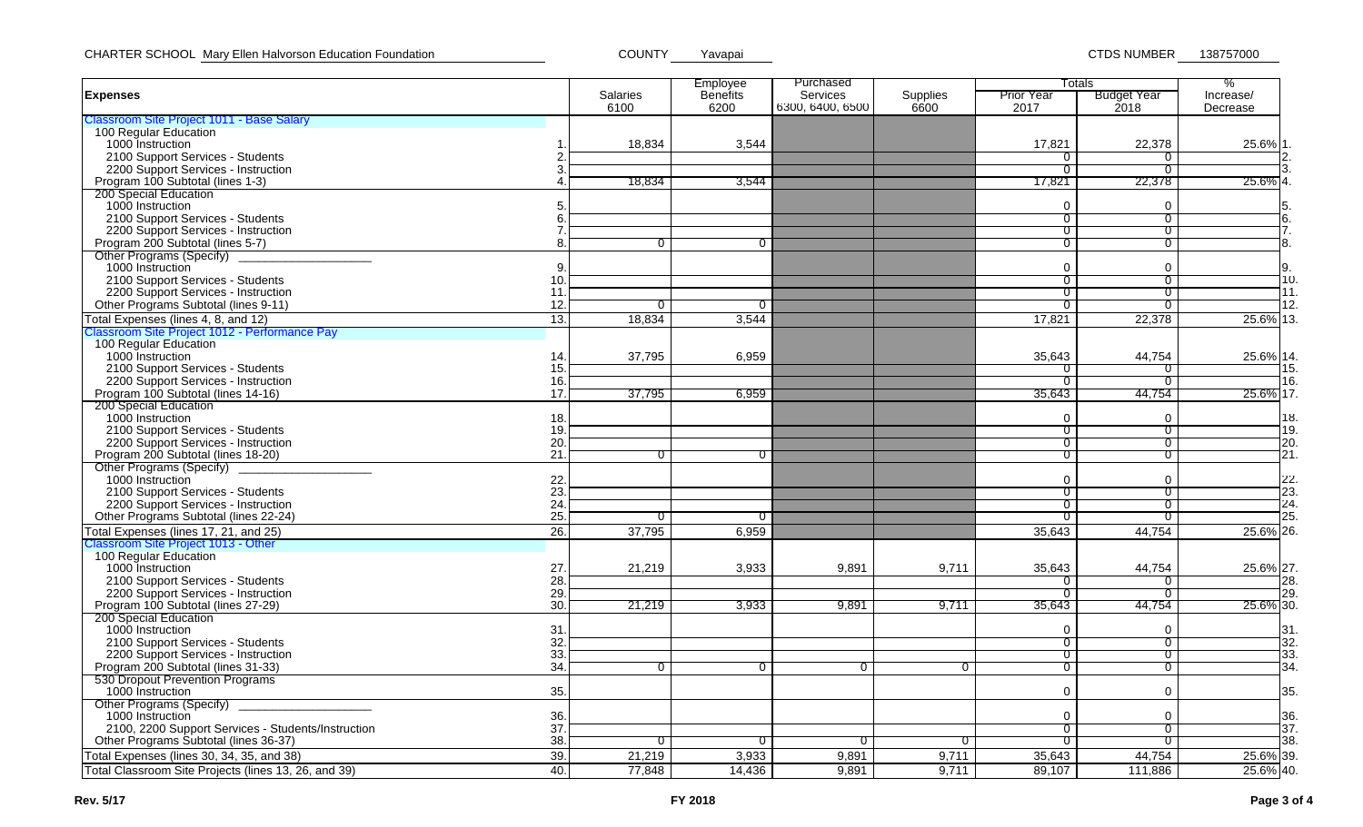CHARTER SCHOOL Mary Ellen Halvorson Education Foundation COUNTY Yavapai CTDS NUMBER 138757000

| Expenses | | Salaries 6100 | Employee Benefits 6200 | Purchased Services 6300, 6400, 6500 | Supplies 6600 | Totals Prior Year 2017 | Totals Budget Year 2018 | % Increase/ Decrease | |
|---|---|---|---|---|---|---|---|---|---|
| **Classroom Site Project 1011 - Base Salary** | | | | | | | | | |
| 100 Regular Education | | | | | | | | | |
| 1000 Instruction | 1. | 18,834 | 3,544 | | | 17,821 | 22,378 | 25.6% | 1. |
| 2100 Support Services - Students | 2. | | | | | 0 | 0 | | 2. |
| 2200 Support Services - Instruction | 3. | | | | | 0 | 0 | | 3. |
| Program 100 Subtotal (lines 1-3) | 4. | 18,834 | 3,544 | | | 17,821 | 22,378 | 25.6% | 4. |
| 200 Special Education | | | | | | | | | |
| 1000 Instruction | 5. | | | | | 0 | 0 | | 5. |
| 2100 Support Services - Students | 6. | | | | | 0 | 0 | | 6. |
| 2200 Support Services - Instruction | 7. | | | | | 0 | 0 | | 7. |
| Program 200 Subtotal (lines 5-7) | 8. | 0 | 0 | | | 0 | 0 | | 8. |
| Other Programs (Specify) ___________ | | | | | | | | | |
| 1000 Instruction | 9. | | | | | 0 | 0 | | 9. |
| 2100 Support Services - Students | 10. | | | | | 0 | 0 | | 10. |
| 2200 Support Services - Instruction | 11. | | | | | 0 | 0 | | 11. |
| Other Programs Subtotal (lines 9-11) | 12. | 0 | 0 | | | 0 | 0 | | 12. |
| Total Expenses (lines 4, 8, and 12) | 13. | 18,834 | 3,544 | | | 17,821 | 22,378 | 25.6% | 13. |
| **Classroom Site Project 1012 - Performance Pay** | | | | | | | | | |
| 100 Regular Education | | | | | | | | | |
| 1000 Instruction | 14. | 37,795 | 6,959 | | | 35,643 | 44,754 | 25.6% | 14. |
| 2100 Support Services - Students | 15. | | | | | 0 | 0 | | 15. |
| 2200 Support Services - Instruction | 16. | | | | | 0 | 0 | | 16. |
| Program 100 Subtotal (lines 14-16) | 17. | 37,795 | 6,959 | | | 35,643 | 44,754 | 25.6% | 17. |
| 200 Special Education | | | | | | | | | |
| 1000 Instruction | 18. | | | | | 0 | 0 | | 18. |
| 2100 Support Services - Students | 19. | | | | | 0 | 0 | | 19. |
| 2200 Support Services - Instruction | 20. | | | | | 0 | 0 | | 20. |
| Program 200 Subtotal (lines 18-20) | 21. | 0 | 0 | | | 0 | 0 | | 21. |
| Other Programs (Specify) ___________ | | | | | | | | | |
| 1000 Instruction | 22. | | | | | 0 | 0 | | 22. |
| 2100 Support Services - Students | 23. | | | | | 0 | 0 | | 23. |
| 2200 Support Services - Instruction | 24. | | | | | 0 | 0 | | 24. |
| Other Programs Subtotal (lines 22-24) | 25. | 0 | 0 | | | 0 | 0 | | 25. |
| Total Expenses (lines 17, 21, and 25) | 26. | 37,795 | 6,959 | | | 35,643 | 44,754 | 25.6% | 26. |
| **Classroom Site Project 1013 - Other** | | | | | | | | | |
| 100 Regular Education | | | | | | | | | |
| 1000 Instruction | 27. | 21,219 | 3,933 | 9,891 | 9,711 | 35,643 | 44,754 | 25.6% | 27. |
| 2100 Support Services - Students | 28. | | | | | 0 | 0 | | 28. |
| 2200 Support Services - Instruction | 29. | | | | | 0 | 0 | | 29. |
| Program 100 Subtotal (lines 27-29) | 30. | 21,219 | 3,933 | 9,891 | 9,711 | 35,643 | 44,754 | 25.6% | 30. |
| 200 Special Education | | | | | | | | | |
| 1000 Instruction | 31. | | | | | 0 | 0 | | 31. |
| 2100 Support Services - Students | 32. | | | | | 0 | 0 | | 32. |
| 2200 Support Services - Instruction | 33. | | | | | 0 | 0 | | 33. |
| Program 200 Subtotal (lines 31-33) | 34. | 0 | 0 | 0 | 0 | 0 | 0 | | 34. |
| 530 Dropout Prevention Programs | | | | | | | | | |
| 1000 Instruction | 35. | | | | | 0 | 0 | | 35. |
| Other Programs (Specify) ___________ | | | | | | | | | |
| 1000 Instruction | 36. | | | | | 0 | 0 | | 36. |
| 2100, 2200 Support Services - Students/Instruction | 37. | | | | | 0 | 0 | | 37. |
| Other Programs Subtotal (lines 36-37) | 38. | 0 | 0 | 0 | 0 | 0 | 0 | | 38. |
| Total Expenses (lines 30, 34, 35, and 38) | 39. | 21,219 | 3,933 | 9,891 | 9,711 | 35,643 | 44,754 | 25.6% | 39. |
| Total Classroom Site Projects (lines 13, 26, and 39) | 40. | 77,848 | 14,436 | 9,891 | 9,711 | 89,107 | 111,886 | 25.6% | 40. |

Rev. 5/17 FY 2018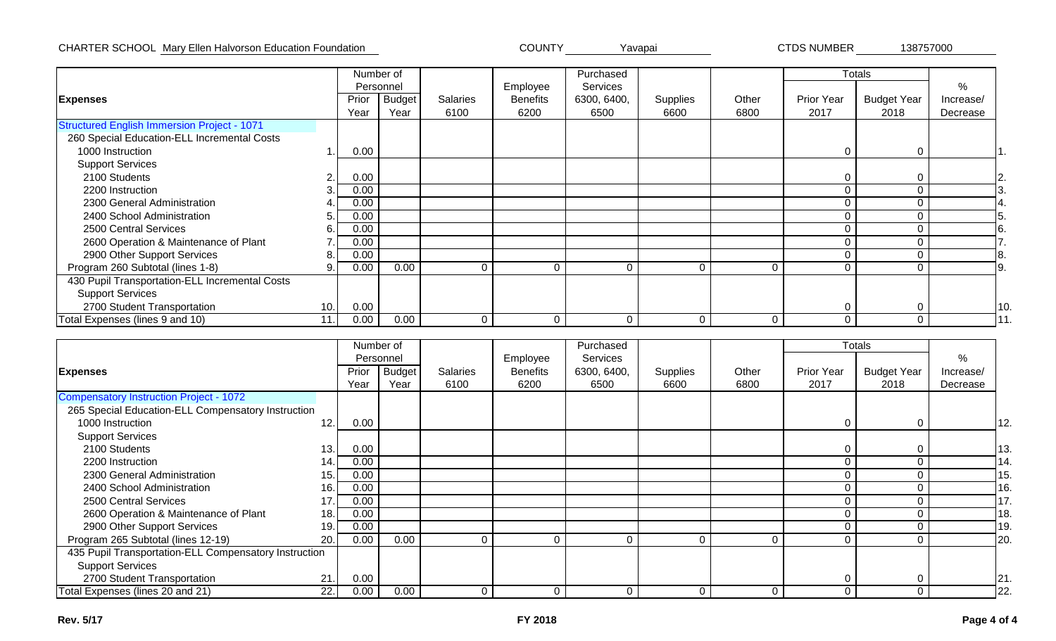CHARTER SCHOOL Mary Ellen Halvorson Education Foundation COUNTY Yavapai CTDS NUMBER 138757000

| Expenses | | Number of Personnel | | Salaries | Employee Benefits | Purchased Services | Supplies | Other | Totals | | % |
|---|---|---|---|---|---|---|---|---|---|---|---|
| | | Prior Year | Budget Year | 6100 | 6200 | 6300, 6400, 6500 | 6600 | 6800 | Prior Year 2017 | Budget Year 2018 | Increase/ Decrease |
| Structured English Immersion Project - 1071 | | | | | | | | | | | |
| 260 Special Education-ELL Incremental Costs | | | | | | | | | | | |
| 1000 Instruction | 1. | 0.00 | | | | | | | 0 | 0 | |
| Support Services | | | | | | | | | | | |
| 2100 Students | 2. | 0.00 | | | | | | | 0 | 0 | |
| 2200 Instruction | 3. | 0.00 | | | | | | | 0 | 0 | |
| 2300 General Administration | 4. | 0.00 | | | | | | | 0 | 0 | |
| 2400 School Administration | 5. | 0.00 | | | | | | | 0 | 0 | |
| 2500 Central Services | 6. | 0.00 | | | | | | | 0 | 0 | |
| 2600 Operation & Maintenance of Plant | 7. | 0.00 | | | | | | | 0 | 0 | |
| 2900 Other Support Services | 8. | 0.00 | | | | | | | 0 | 0 | |
| Program 260 Subtotal (lines 1-8) | 9. | 0.00 | 0.00 | 0 | 0 | 0 | 0 | 0 | 0 | 0 | |
| 430 Pupil Transportation-ELL Incremental Costs | | | | | | | | | | | |
| Support Services | | | | | | | | | | | |
| 2700 Student Transportation | 10. | 0.00 | | | | | | | 0 | 0 | |
| Total Expenses (lines 9 and 10) | 11. | 0.00 | 0.00 | 0 | 0 | 0 | 0 | 0 | 0 | 0 | |

| Expenses | | Number of Personnel | | Salaries | Employee Benefits | Purchased Services | Supplies | Other | Totals | | % |
|---|---|---|---|---|---|---|---|---|---|---|---|
| | | Prior Year | Budget Year | 6100 | 6200 | 6300, 6400, 6500 | 6600 | 6800 | Prior Year 2017 | Budget Year 2018 | Increase/ Decrease |
| Compensatory Instruction Project - 1072 | | | | | | | | | | | |
| 265 Special Education-ELL Compensatory Instruction | | | | | | | | | | | |
| 1000 Instruction | 12. | 0.00 | | | | | | | 0 | 0 | |
| Support Services | | | | | | | | | | | |
| 2100 Students | 13. | 0.00 | | | | | | | 0 | 0 | |
| 2200 Instruction | 14. | 0.00 | | | | | | | 0 | 0 | |
| 2300 General Administration | 15. | 0.00 | | | | | | | 0 | 0 | |
| 2400 School Administration | 16. | 0.00 | | | | | | | 0 | 0 | |
| 2500 Central Services | 17. | 0.00 | | | | | | | 0 | 0 | |
| 2600 Operation & Maintenance of Plant | 18. | 0.00 | | | | | | | 0 | 0 | |
| 2900 Other Support Services | 19. | 0.00 | | | | | | | 0 | 0 | |
| Program 265 Subtotal (lines 12-19) | 20. | 0.00 | 0.00 | 0 | 0 | 0 | 0 | 0 | 0 | 0 | |
| 435 Pupil Transportation-ELL Compensatory Instruction | | | | | | | | | | | |
| Support Services | | | | | | | | | | | |
| 2700 Student Transportation | 21. | 0.00 | | | | | | | 0 | 0 | |
| Total Expenses (lines 20 and 21) | 22. | 0.00 | 0.00 | 0 | 0 | 0 | 0 | 0 | 0 | 0 | |

Rev. 5/17 FY 2018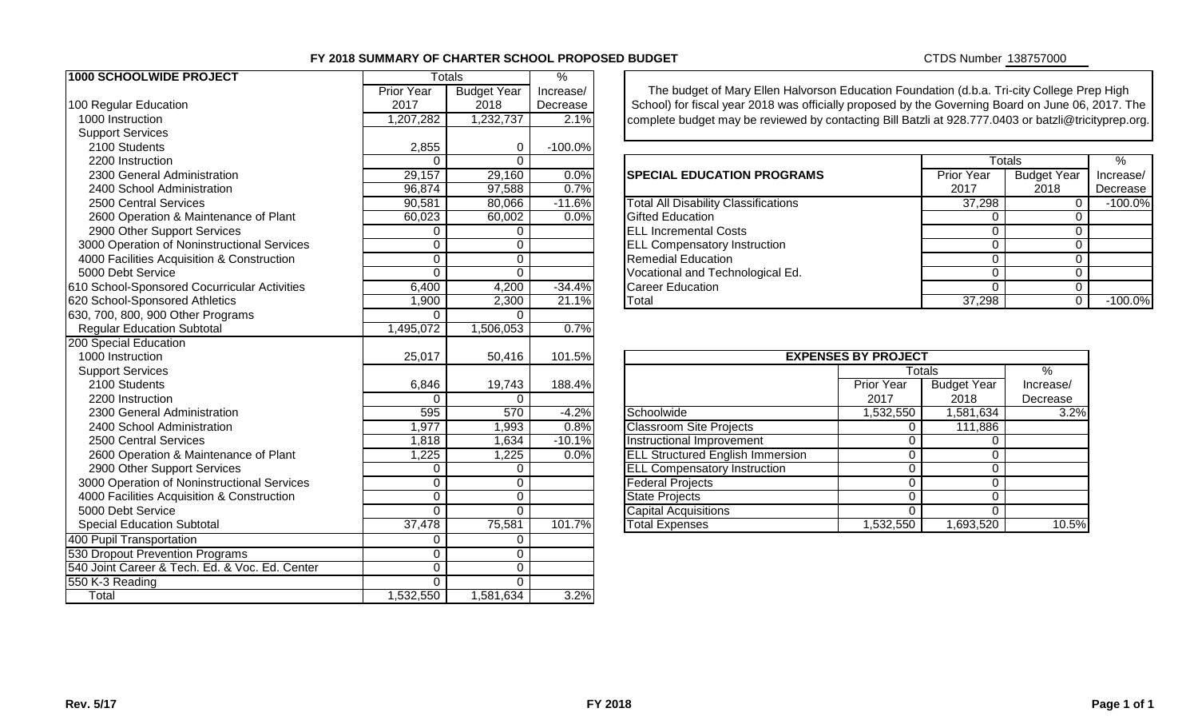**FY 2018 SUMMARY OF CHARTER SCHOOL PROPOSED BUDGET**

CTDS Number 138757000

| 1000 SCHOOLWIDE PROJECT | Totals | | % |
|---|---|---|---|
| | Prior Year 2017 | Budget Year 2018 | Increase/ Decrease |
| 100 Regular Education | | | |
| 1000 Instruction | 1,207,282 | 1,232,737 | 2.1% |
| Support Services | | | |
| 2100 Students | 2,855 | 0 | -100.0% |
| 2200 Instruction | 0 | 0 | |
| 2300 General Administration | 29,157 | 29,160 | 0.0% |
| 2400 School Administration | 96,874 | 97,588 | 0.7% |
| 2500 Central Services | 90,581 | 80,066 | -11.6% |
| 2600 Operation & Maintenance of Plant | 60,023 | 60,002 | 0.0% |
| 2900 Other Support Services | 0 | 0 | |
| 3000 Operation of Noninstructional Services | 0 | 0 | |
| 4000 Facilities Acquisition & Construction | 0 | 0 | |
| 5000 Debt Service | 0 | 0 | |
| 610 School-Sponsored Cocurricular Activities | 6,400 | 4,200 | -34.4% |
| 620 School-Sponsored Athletics | 1,900 | 2,300 | 21.1% |
| 630, 700, 800, 900 Other Programs | 0 | 0 | |
| Regular Education Subtotal | 1,495,072 | 1,506,053 | 0.7% |
| 200 Special Education | | | |
| 1000 Instruction | 25,017 | 50,416 | 101.5% |
| Support Services | | | |
| 2100 Students | 6,846 | 19,743 | 188.4% |
| 2200 Instruction | 0 | 0 | |
| 2300 General Administration | 595 | 570 | -4.2% |
| 2400 School Administration | 1,977 | 1,993 | 0.8% |
| 2500 Central Services | 1,818 | 1,634 | -10.1% |
| 2600 Operation & Maintenance of Plant | 1,225 | 1,225 | 0.0% |
| 2900 Other Support Services | 0 | 0 | |
| 3000 Operation of Noninstructional Services | 0 | 0 | |
| 4000 Facilities Acquisition & Construction | 0 | 0 | |
| 5000 Debt Service | 0 | 0 | |
| Special Education Subtotal | 37,478 | 75,581 | 101.7% |
| 400 Pupil Transportation | 0 | 0 | |
| 530 Dropout Prevention Programs | 0 | 0 | |
| 540 Joint Career & Tech. Ed. & Voc. Ed. Center | 0 | 0 | |
| 550 K-3 Reading | 0 | 0 | |
| Total | 1,532,550 | 1,581,634 | 3.2% |

The budget of Mary Ellen Halvorson Education Foundation (d.b.a. Tri-city College Prep High School) for fiscal year 2018 was officially proposed by the Governing Board on June 06, 2017. The complete budget may be reviewed by contacting Bill Batzli at 928.777.0403 or batzli@tricityprep.org.

| SPECIAL EDUCATION PROGRAMS | Totals | | % |
|---|---|---|---|
| | Prior Year 2017 | Budget Year 2018 | Increase/ Decrease |
| Total All Disability Classifications | 37,298 | 0 | -100.0% |
| Gifted Education | 0 | 0 | |
| ELL Incremental Costs | 0 | 0 | |
| ELL Compensatory Instruction | 0 | 0 | |
| Remedial Education | 0 | 0 | |
| Vocational and Technological Ed. | 0 | 0 | |
| Career Education | 0 | 0 | |
| Total | 37,298 | 0 | -100.0% |

| EXPENSES BY PROJECT | | | |
|---|---|---|---|
| | Totals | | % |
| | Prior Year 2017 | Budget Year 2018 | Increase/ Decrease |
| Schoolwide | 1,532,550 | 1,581,634 | 3.2% |
| Classroom Site Projects | 0 | 111,886 | |
| Instructional Improvement | 0 | 0 | |
| ELL Structured English Immersion | 0 | 0 | |
| ELL Compensatory Instruction | 0 | 0 | |
| Federal Projects | 0 | 0 | |
| State Projects | 0 | 0 | |
| Capital Acquisitions | 0 | 0 | |
| Total Expenses | 1,532,550 | 1,693,520 | 10.5% |

Rev. 5/17

FY 2018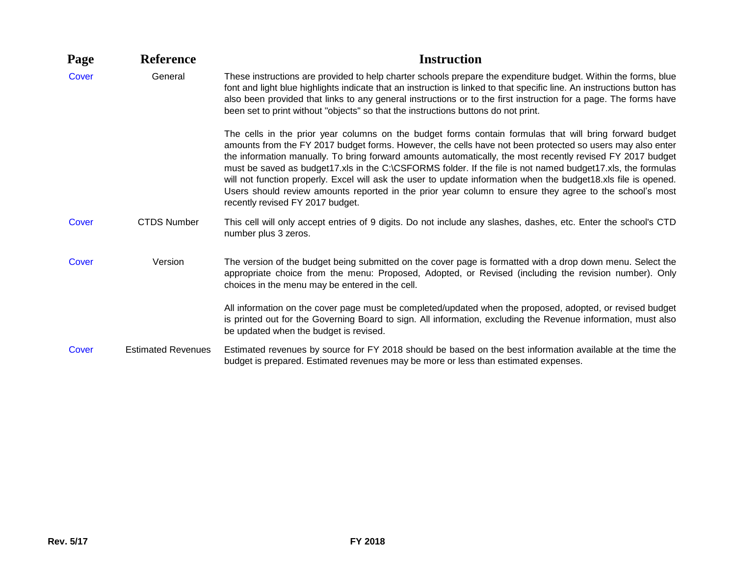| Page | Reference | Instruction |
| --- | --- | --- |
| Cover | General | These instructions are provided to help charter schools prepare the expenditure budget. Within the forms, blue font and light blue highlights indicate that an instruction is linked to that specific line. An instructions button has also been provided that links to any general instructions or to the first instruction for a page. The forms have been set to print without "objects" so that the instructions buttons do not print.<br><br>The cells in the prior year columns on the budget forms contain formulas that will bring forward budget amounts from the FY 2017 budget forms. However, the cells have not been protected so users may also enter the information manually. To bring forward amounts automatically, the most recently revised FY 2017 budget must be saved as budget17.xls in the C:\CSFORMS folder. If the file is not named budget17.xls, the formulas will not function properly. Excel will ask the user to update information when the budget18.xls file is opened. Users should review amounts reported in the prior year column to ensure they agree to the school's most recently revised FY 2017 budget. |
| Cover | CTDS Number | This cell will only accept entries of 9 digits. Do not include any slashes, dashes, etc. Enter the school's CTD number plus 3 zeros. |
| Cover | Version | The version of the budget being submitted on the cover page is formatted with a drop down menu. Select the appropriate choice from the menu: Proposed, Adopted, or Revised (including the revision number). Only choices in the menu may be entered in the cell.<br><br>All information on the cover page must be completed/updated when the proposed, adopted, or revised budget is printed out for the Governing Board to sign. All information, excluding the Revenue information, must also be updated when the budget is revised. |
| Cover | Estimated Revenues | Estimated revenues by source for FY 2018 should be based on the best information available at the time the budget is prepared. Estimated revenues may be more or less than estimated expenses. |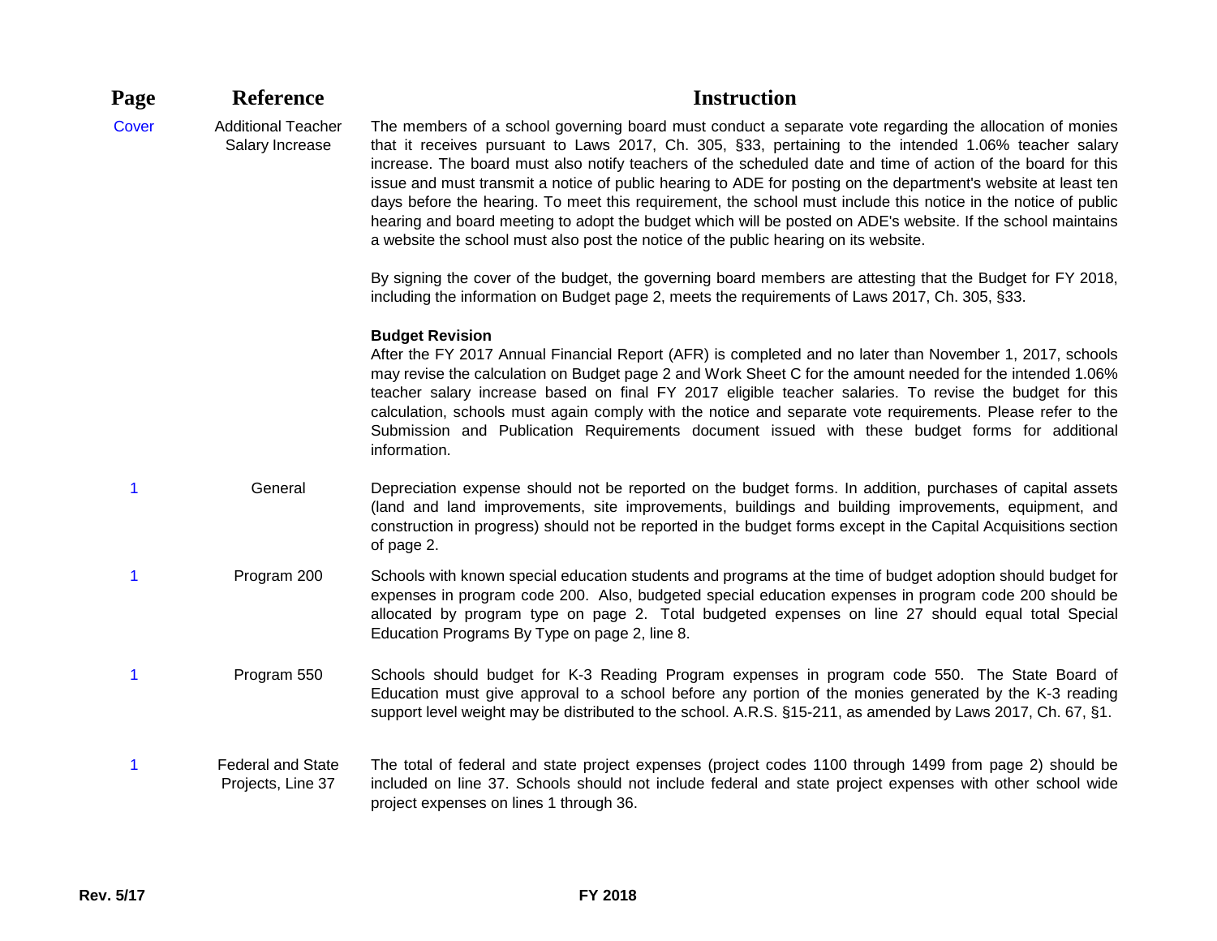| Page | Reference | Instruction |
|---|---|---|
| Cover | Additional Teacher Salary Increase | The members of a school governing board must conduct a separate vote regarding the allocation of monies that it receives pursuant to Laws 2017, Ch. 305, §33, pertaining to the intended 1.06% teacher salary increase. The board must also notify teachers of the scheduled date and time of action of the board for this issue and must transmit a notice of public hearing to ADE for posting on the department's website at least ten days before the hearing. To meet this requirement, the school must include this notice in the notice of public hearing and board meeting to adopt the budget which will be posted on ADE's website. If the school maintains a website the school must also post the notice of the public hearing on its website.<br><br>By signing the cover of the budget, the governing board members are attesting that the Budget for FY 2018, including the information on Budget page 2, meets the requirements of Laws 2017, Ch. 305, §33.<br><br>**Budget Revision**<br>After the FY 2017 Annual Financial Report (AFR) is completed and no later than November 1, 2017, schools may revise the calculation on Budget page 2 and Work Sheet C for the amount needed for the intended 1.06% teacher salary increase based on final FY 2017 eligible teacher salaries. To revise the budget for this calculation, schools must again comply with the notice and separate vote requirements. Please refer to the Submission and Publication Requirements document issued with these budget forms for additional information. |
| 1 | General | Depreciation expense should not be reported on the budget forms. In addition, purchases of capital assets (land and land improvements, site improvements, buildings and building improvements, equipment, and construction in progress) should not be reported in the budget forms except in the Capital Acquisitions section of page 2. |
| 1 | Program 200 | Schools with known special education students and programs at the time of budget adoption should budget for expenses in program code 200. Also, budgeted special education expenses in program code 200 should be allocated by program type on page 2. Total budgeted expenses on line 27 should equal total Special Education Programs By Type on page 2, line 8. |
| 1 | Program 550 | Schools should budget for K-3 Reading Program expenses in program code 550. The State Board of Education must give approval to a school before any portion of the monies generated by the K-3 reading support level weight may be distributed to the school. A.R.S. §15-211, as amended by Laws 2017, Ch. 67, §1. |
| 1 | Federal and State Projects, Line 37 | The total of federal and state project expenses (project codes 1100 through 1499 from page 2) should be included on line 37. Schools should not include federal and state project expenses with other school wide project expenses on lines 1 through 36. |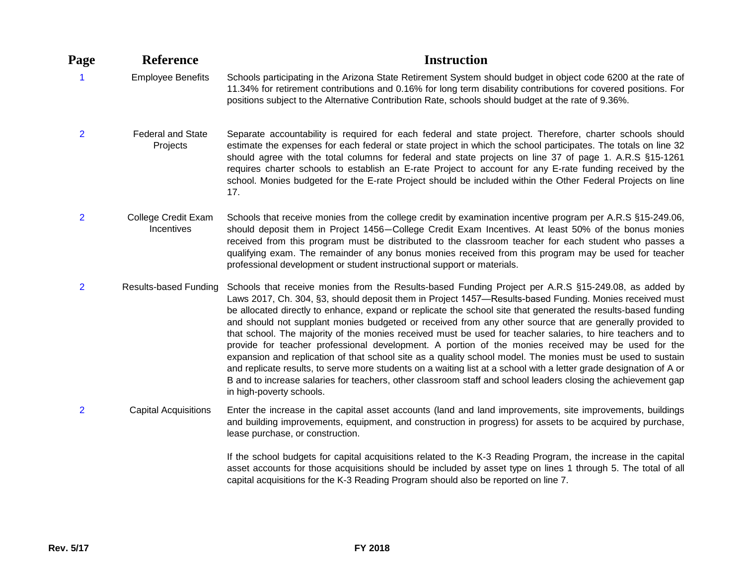| Page | Reference | Instruction |
|---|---|---|
| 1 | Employee Benefits | Schools participating in the Arizona State Retirement System should budget in object code 6200 at the rate of 11.34% for retirement contributions and 0.16% for long term disability contributions for covered positions. For positions subject to the Alternative Contribution Rate, schools should budget at the rate of 9.36%. |
| 2 | Federal and State Projects | Separate accountability is required for each federal and state project. Therefore, charter schools should estimate the expenses for each federal or state project in which the school participates. The totals on line 32 should agree with the total columns for federal and state projects on line 37 of page 1. A.R.S §15-1261 requires charter schools to establish an E-rate Project to account for any E-rate funding received by the school. Monies budgeted for the E-rate Project should be included within the Other Federal Projects on line 17. |
| 2 | College Credit Exam Incentives | Schools that receive monies from the college credit by examination incentive program per A.R.S §15-249.06, should deposit them in Project 1456—College Credit Exam Incentives. At least 50% of the bonus monies received from this program must be distributed to the classroom teacher for each student who passes a qualifying exam. The remainder of any bonus monies received from this program may be used for teacher professional development or student instructional support or materials. |
| 2 | Results-based Funding | Schools that receive monies from the Results-based Funding Project per A.R.S §15-249.08, as added by Laws 2017, Ch. 304, §3, should deposit them in Project 1457—Results-based Funding. Monies received must be allocated directly to enhance, expand or replicate the school site that generated the results-based funding and should not supplant monies budgeted or received from any other source that are generally provided to that school. The majority of the monies received must be used for teacher salaries, to hire teachers and to provide for teacher professional development. A portion of the monies received may be used for the expansion and replication of that school site as a quality school model. The monies must be used to sustain and replicate results, to serve more students on a waiting list at a school with a letter grade designation of A or B and to increase salaries for teachers, other classroom staff and school leaders closing the achievement gap in high-poverty schools. |
| 2 | Capital Acquisitions | Enter the increase in the capital asset accounts (land and land improvements, site improvements, buildings and building improvements, equipment, and construction in progress) for assets to be acquired by purchase, lease purchase, or construction.<br><br>If the school budgets for capital acquisitions related to the K-3 Reading Program, the increase in the capital asset accounts for those acquisitions should be included by asset type on lines 1 through 5. The total of all capital acquisitions for the K-3 Reading Program should also be reported on line 7. |

Rev. 5/17 FY 2018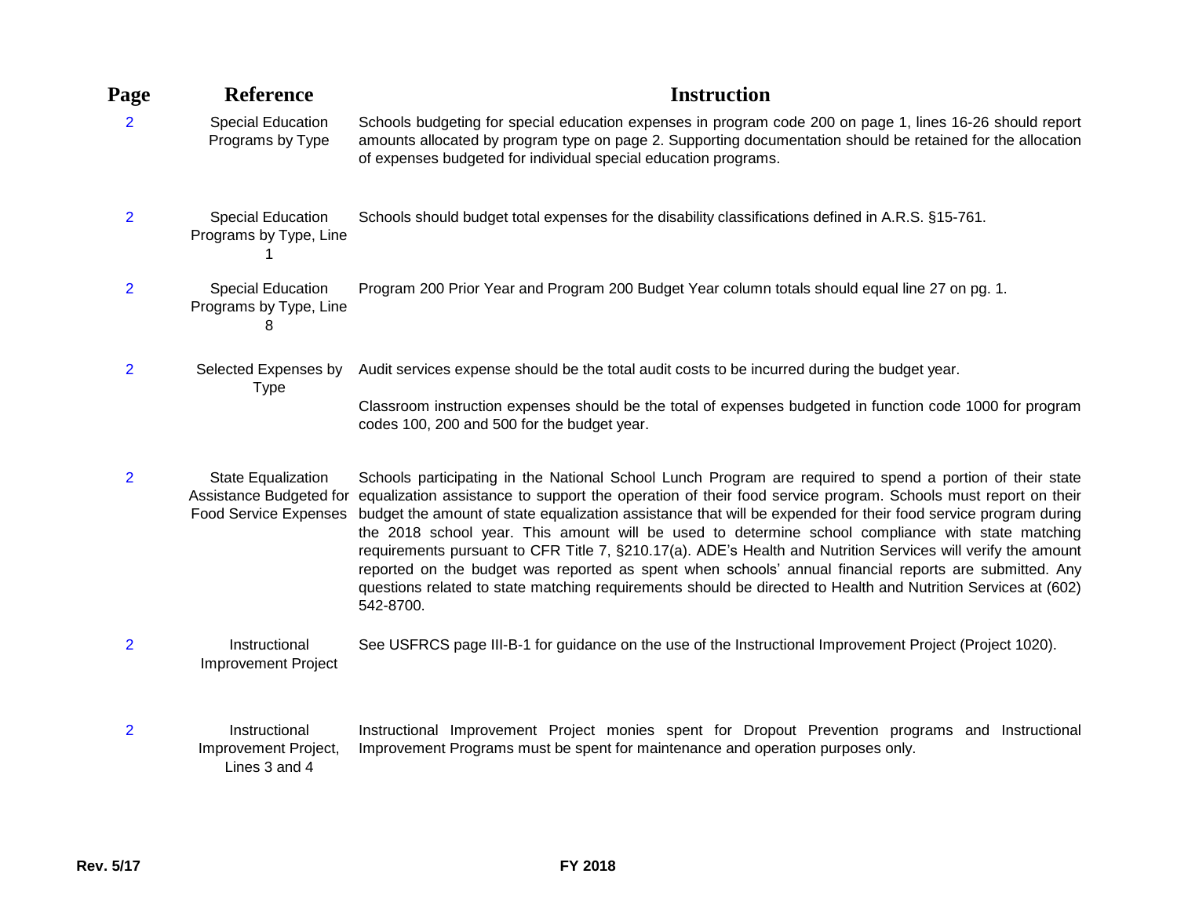| Page | Reference | Instruction |
|---|---|---|
| 2 | Special Education Programs by Type | Schools budgeting for special education expenses in program code 200 on page 1, lines 16-26 should report amounts allocated by program type on page 2. Supporting documentation should be retained for the allocation of expenses budgeted for individual special education programs. |
| 2 | Special Education Programs by Type, Line 1 | Schools should budget total expenses for the disability classifications defined in A.R.S. §15-761. |
| 2 | Special Education Programs by Type, Line 8 | Program 200 Prior Year and Program 200 Budget Year column totals should equal line 27 on pg. 1. |
| 2 | Selected Expenses by Type | Audit services expense should be the total audit costs to be incurred during the budget year.<br><br>Classroom instruction expenses should be the total of expenses budgeted in function code 1000 for program codes 100, 200 and 500 for the budget year. |
| 2 | State Equalization Assistance Budgeted for Food Service Expenses | Schools participating in the National School Lunch Program are required to spend a portion of their state equalization assistance to support the operation of their food service program. Schools must report on their budget the amount of state equalization assistance that will be expended for their food service program during the 2018 school year. This amount will be used to determine school compliance with state matching requirements pursuant to CFR Title 7, §210.17(a). ADE's Health and Nutrition Services will verify the amount reported on the budget was reported as spent when schools' annual financial reports are submitted. Any questions related to state matching requirements should be directed to Health and Nutrition Services at (602) 542-8700. |
| 2 | Instructional Improvement Project | See USFRCS page III-B-1 for guidance on the use of the Instructional Improvement Project (Project 1020). |
| 2 | Instructional Improvement Project, Lines 3 and 4 | Instructional Improvement Project monies spent for Dropout Prevention programs and Instructional Improvement Programs must be spent for maintenance and operation purposes only. |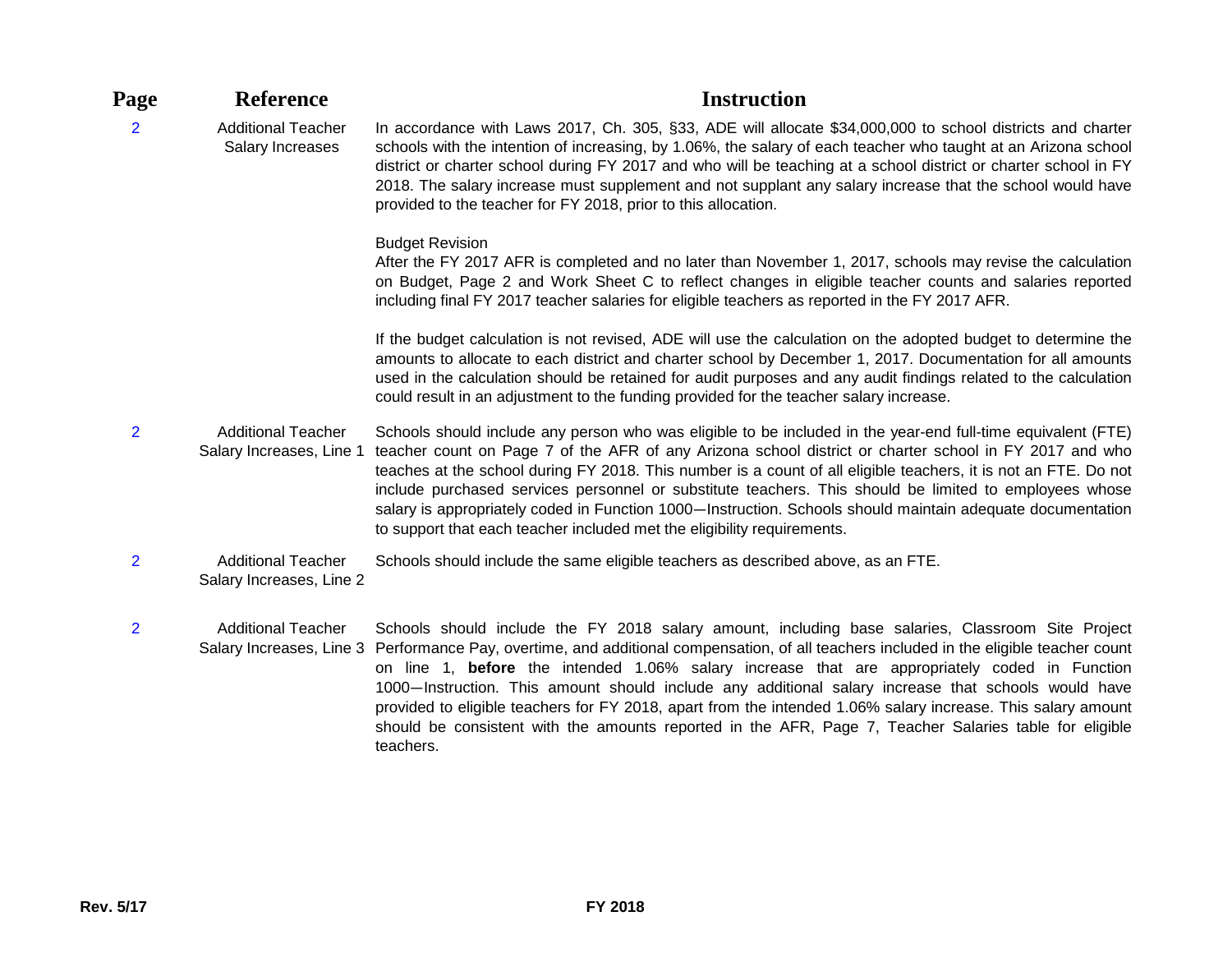| Page | Reference | Instruction |
|---|---|---|
| 2 | Additional Teacher Salary Increases | In accordance with Laws 2017, Ch. 305, §33, ADE will allocate $34,000,000 to school districts and charter schools with the intention of increasing, by 1.06%, the salary of each teacher who taught at an Arizona school district or charter school during FY 2017 and who will be teaching at a school district or charter school in FY 2018. The salary increase must supplement and not supplant any salary increase that the school would have provided to the teacher for FY 2018, prior to this allocation.<br><br>Budget Revision<br>After the FY 2017 AFR is completed and no later than November 1, 2017, schools may revise the calculation on Budget, Page 2 and Work Sheet C to reflect changes in eligible teacher counts and salaries reported including final FY 2017 teacher salaries for eligible teachers as reported in the FY 2017 AFR.<br><br>If the budget calculation is not revised, ADE will use the calculation on the adopted budget to determine the amounts to allocate to each district and charter school by December 1, 2017. Documentation for all amounts used in the calculation should be retained for audit purposes and any audit findings related to the calculation could result in an adjustment to the funding provided for the teacher salary increase. |
| 2 | Additional Teacher Salary Increases, Line 1 | Schools should include any person who was eligible to be included in the year-end full-time equivalent (FTE) teacher count on Page 7 of the AFR of any Arizona school district or charter school in FY 2017 and who teaches at the school during FY 2018. This number is a count of all eligible teachers, it is not an FTE. Do not include purchased services personnel or substitute teachers. This should be limited to employees whose salary is appropriately coded in Function 1000—Instruction. Schools should maintain adequate documentation to support that each teacher included met the eligibility requirements. |
| 2 | Additional Teacher Salary Increases, Line 2 | Schools should include the same eligible teachers as described above, as an FTE. |
| 2 | Additional Teacher Salary Increases, Line 3 | Schools should include the FY 2018 salary amount, including base salaries, Classroom Site Project Performance Pay, overtime, and additional compensation, of all teachers included in the eligible teacher count on line 1, **before** the intended 1.06% salary increase that are appropriately coded in Function 1000—Instruction. This amount should include any additional salary increase that schools would have provided to eligible teachers for FY 2018, apart from the intended 1.06% salary increase. This salary amount should be consistent with the amounts reported in the AFR, Page 7, Teacher Salaries table for eligible teachers. |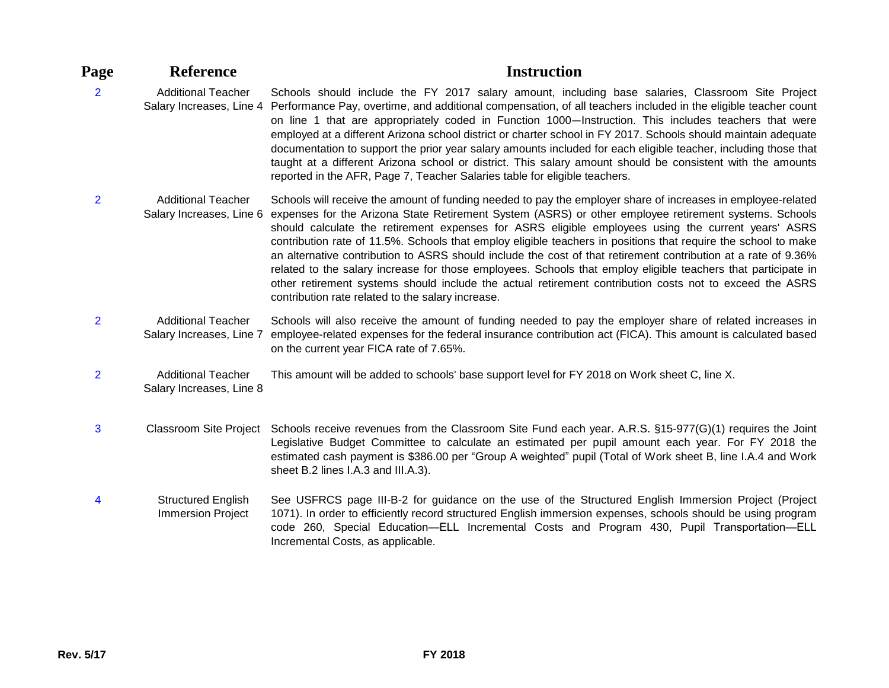| Page | Reference | Instruction |
|---|---|---|
| 2 | Additional Teacher Salary Increases, Line 4 | Schools should include the FY 2017 salary amount, including base salaries, Classroom Site Project Performance Pay, overtime, and additional compensation, of all teachers included in the eligible teacher count on line 1 that are appropriately coded in Function 1000—Instruction. This includes teachers that were employed at a different Arizona school district or charter school in FY 2017. Schools should maintain adequate documentation to support the prior year salary amounts included for each eligible teacher, including those that taught at a different Arizona school or district. This salary amount should be consistent with the amounts reported in the AFR, Page 7, Teacher Salaries table for eligible teachers. |
| 2 | Additional Teacher Salary Increases, Line 6 | Schools will receive the amount of funding needed to pay the employer share of increases in employee-related expenses for the Arizona State Retirement System (ASRS) or other employee retirement systems. Schools should calculate the retirement expenses for ASRS eligible employees using the current years' ASRS contribution rate of 11.5%. Schools that employ eligible teachers in positions that require the school to make an alternative contribution to ASRS should include the cost of that retirement contribution at a rate of 9.36% related to the salary increase for those employees. Schools that employ eligible teachers that participate in other retirement systems should include the actual retirement contribution costs not to exceed the ASRS contribution rate related to the salary increase. |
| 2 | Additional Teacher Salary Increases, Line 7 | Schools will also receive the amount of funding needed to pay the employer share of related increases in employee-related expenses for the federal insurance contribution act (FICA). This amount is calculated based on the current year FICA rate of 7.65%. |
| 2 | Additional Teacher Salary Increases, Line 8 | This amount will be added to schools' base support level for FY 2018 on Work sheet C, line X. |
| 3 | Classroom Site Project | Schools receive revenues from the Classroom Site Fund each year. A.R.S. §15-977(G)(1) requires the Joint Legislative Budget Committee to calculate an estimated per pupil amount each year. For FY 2018 the estimated cash payment is $386.00 per "Group A weighted" pupil (Total of Work sheet B, line I.A.4 and Work sheet B.2 lines I.A.3 and III.A.3). |
| 4 | Structured English Immersion Project | See USFRCS page III-B-2 for guidance on the use of the Structured English Immersion Project (Project 1071). In order to efficiently record structured English immersion expenses, schools should be using program code 260, Special Education—ELL Incremental Costs and Program 430, Pupil Transportation—ELL Incremental Costs, as applicable. |

Rev. 5/17

FY 2018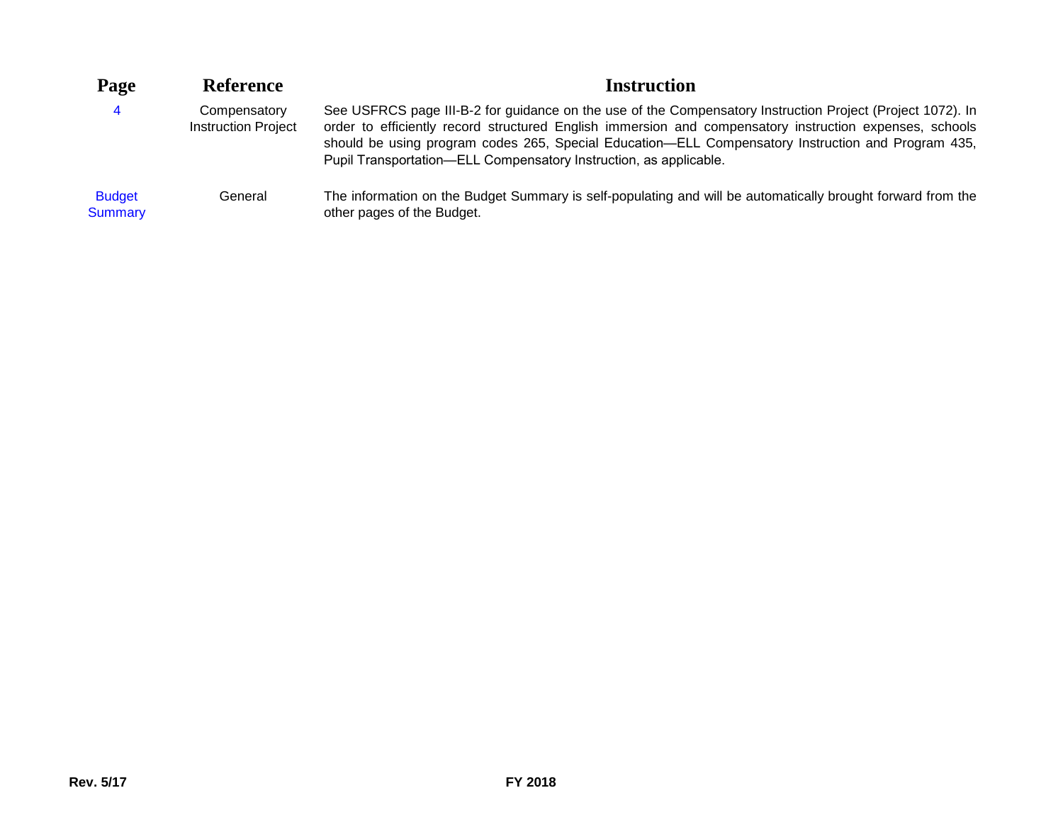| Page | Reference | Instruction |
|---|---|---|
| 4 | Compensatory Instruction Project | See USFRCS page III-B-2 for guidance on the use of the Compensatory Instruction Project (Project 1072). In order to efficiently record structured English immersion and compensatory instruction expenses, schools should be using program codes 265, Special Education—ELL Compensatory Instruction and Program 435, Pupil Transportation—ELL Compensatory Instruction, as applicable. |
| Budget Summary | General | The information on the Budget Summary is self-populating and will be automatically brought forward from the other pages of the Budget. |

**Rev. 5/17** **FY 2018**